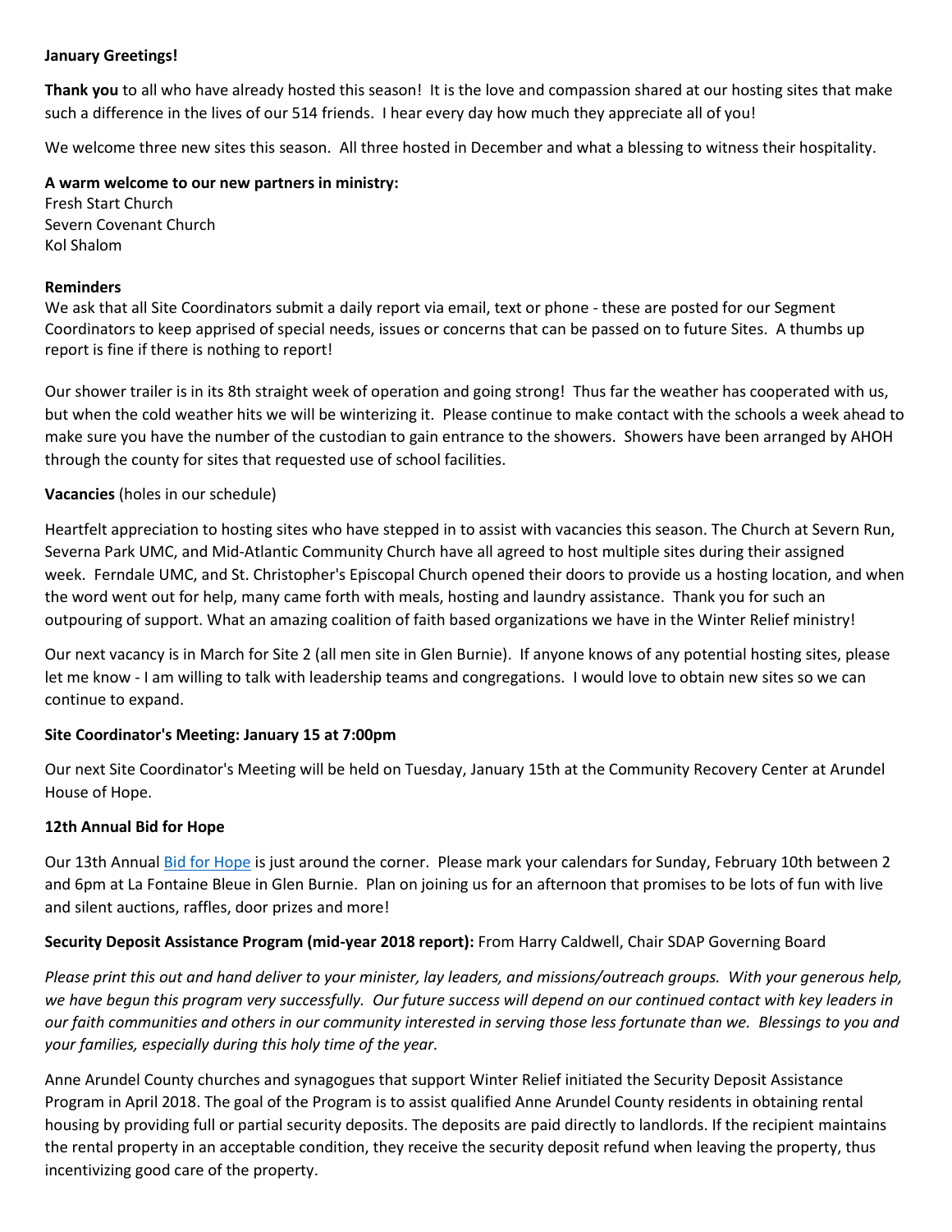**January Greetings!**

**Thank you** to all who have already hosted this season! It is the love and compassion shared at our hosting sites that make such a difference in the lives of our 514 friends. I hear every day how much they appreciate all of you!

We welcome three new sites this season. All three hosted in December and what a blessing to witness their hospitality.

**A warm welcome to our new partners in ministry:**
Fresh Start Church
Severn Covenant Church
Kol Shalom

**Reminders**
We ask that all Site Coordinators submit a daily report via email, text or phone - these are posted for our Segment Coordinators to keep apprised of special needs, issues or concerns that can be passed on to future Sites. A thumbs up report is fine if there is nothing to report!

Our shower trailer is in its 8th straight week of operation and going strong! Thus far the weather has cooperated with us, but when the cold weather hits we will be winterizing it. Please continue to make contact with the schools a week ahead to make sure you have the number of the custodian to gain entrance to the showers. Showers have been arranged by AHOH through the county for sites that requested use of school facilities.

**Vacancies** (holes in our schedule)

Heartfelt appreciation to hosting sites who have stepped in to assist with vacancies this season. The Church at Severn Run, Severna Park UMC, and Mid-Atlantic Community Church have all agreed to host multiple sites during their assigned week. Ferndale UMC, and St. Christopher's Episcopal Church opened their doors to provide us a hosting location, and when the word went out for help, many came forth with meals, hosting and laundry assistance. Thank you for such an outpouring of support. What an amazing coalition of faith based organizations we have in the Winter Relief ministry!

Our next vacancy is in March for Site 2 (all men site in Glen Burnie). If anyone knows of any potential hosting sites, please let me know - I am willing to talk with leadership teams and congregations. I would love to obtain new sites so we can continue to expand.

**Site Coordinator's Meeting: January 15 at 7:00pm**

Our next Site Coordinator's Meeting will be held on Tuesday, January 15th at the Community Recovery Center at Arundel House of Hope.

**12th Annual Bid for Hope**

Our 13th Annual Bid for Hope is just around the corner. Please mark your calendars for Sunday, February 10th between 2 and 6pm at La Fontaine Bleue in Glen Burnie. Plan on joining us for an afternoon that promises to be lots of fun with live and silent auctions, raffles, door prizes and more!

**Security Deposit Assistance Program (mid-year 2018 report):** From Harry Caldwell, Chair SDAP Governing Board

*Please print this out and hand deliver to your minister, lay leaders, and missions/outreach groups. With your generous help, we have begun this program very successfully. Our future success will depend on our continued contact with key leaders in our faith communities and others in our community interested in serving those less fortunate than we. Blessings to you and your families, especially during this holy time of the year.*

Anne Arundel County churches and synagogues that support Winter Relief initiated the Security Deposit Assistance Program in April 2018. The goal of the Program is to assist qualified Anne Arundel County residents in obtaining rental housing by providing full or partial security deposits. The deposits are paid directly to landlords. If the recipient maintains the rental property in an acceptable condition, they receive the security deposit refund when leaving the property, thus incentivizing good care of the property.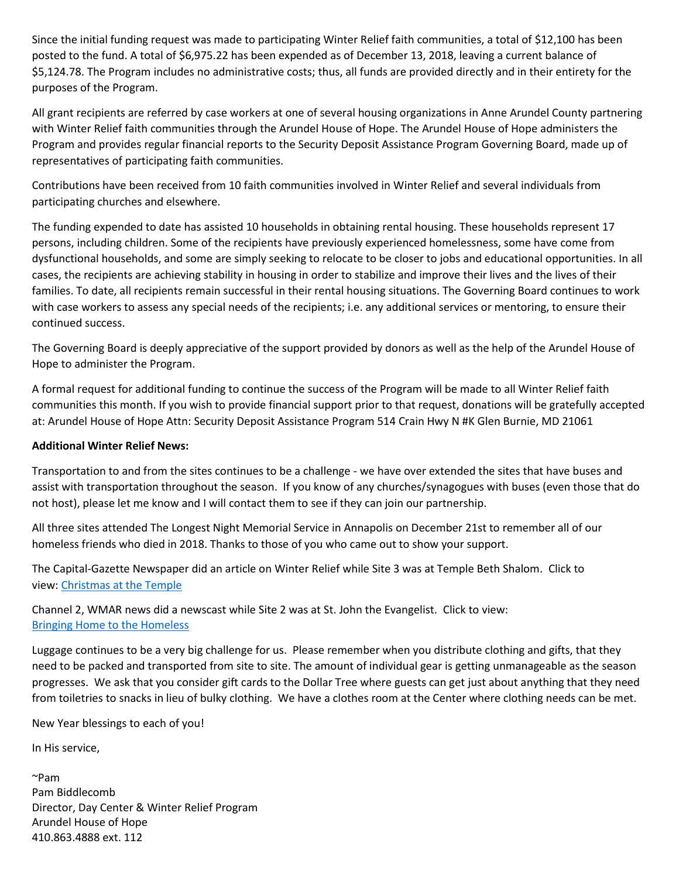Since the initial funding request was made to participating Winter Relief faith communities, a total of $12,100 has been posted to the fund. A total of $6,975.22 has been expended as of December 13, 2018, leaving a current balance of $5,124.78. The Program includes no administrative costs; thus, all funds are provided directly and in their entirety for the purposes of the Program.

All grant recipients are referred by case workers at one of several housing organizations in Anne Arundel County partnering with Winter Relief faith communities through the Arundel House of Hope. The Arundel House of Hope administers the Program and provides regular financial reports to the Security Deposit Assistance Program Governing Board, made up of representatives of participating faith communities.

Contributions have been received from 10 faith communities involved in Winter Relief and several individuals from participating churches and elsewhere.

The funding expended to date has assisted 10 households in obtaining rental housing. These households represent 17 persons, including children. Some of the recipients have previously experienced homelessness, some have come from dysfunctional households, and some are simply seeking to relocate to be closer to jobs and educational opportunities. In all cases, the recipients are achieving stability in housing in order to stabilize and improve their lives and the lives of their families. To date, all recipients remain successful in their rental housing situations. The Governing Board continues to work with case workers to assess any special needs of the recipients; i.e. any additional services or mentoring, to ensure their continued success.

The Governing Board is deeply appreciative of the support provided by donors as well as the help of the Arundel House of Hope to administer the Program.

A formal request for additional funding to continue the success of the Program will be made to all Winter Relief faith communities this month. If you wish to provide financial support prior to that request, donations will be gratefully accepted at: Arundel House of Hope Attn: Security Deposit Assistance Program 514 Crain Hwy N #K Glen Burnie, MD 21061

**Additional Winter Relief News:**

Transportation to and from the sites continues to be a challenge - we have over extended the sites that have buses and assist with transportation throughout the season. If you know of any churches/synagogues with buses (even those that do not host), please let me know and I will contact them to see if they can join our partnership.

All three sites attended The Longest Night Memorial Service in Annapolis on December 21st to remember all of our homeless friends who died in 2018. Thanks to those of you who came out to show your support.

The Capital-Gazette Newspaper did an article on Winter Relief while Site 3 was at Temple Beth Shalom. Click to view: Christmas at the Temple

Channel 2, WMAR news did a newscast while Site 2 was at St. John the Evangelist. Click to view: Bringing Home to the Homeless

Luggage continues to be a very big challenge for us. Please remember when you distribute clothing and gifts, that they need to be packed and transported from site to site. The amount of individual gear is getting unmanageable as the season progresses. We ask that you consider gift cards to the Dollar Tree where guests can get just about anything that they need from toiletries to snacks in lieu of bulky clothing. We have a clothes room at the Center where clothing needs can be met.

New Year blessings to each of you!

In His service,

~Pam
Pam Biddlecomb
Director, Day Center & Winter Relief Program
Arundel House of Hope
410.863.4888 ext. 112